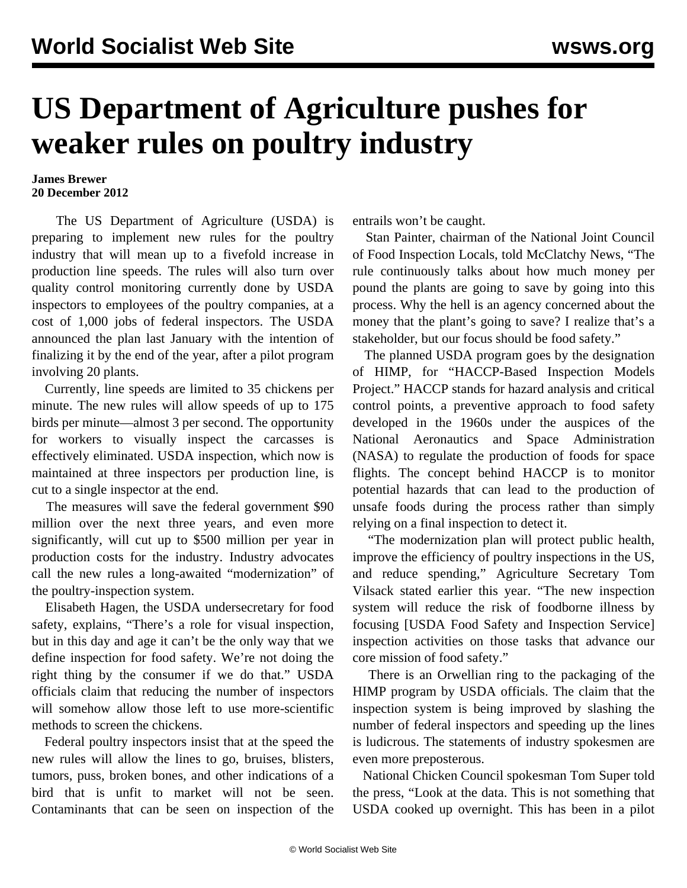# US Department of Agriculture pushes for weaker rules on poultry industry

**James Brewer**
**20 December 2012**

The US Department of Agriculture (USDA) is preparing to implement new rules for the poultry industry that will mean up to a fivefold increase in production line speeds. The rules will also turn over quality control monitoring currently done by USDA inspectors to employees of the poultry companies, at a cost of 1,000 jobs of federal inspectors. The USDA announced the plan last January with the intention of finalizing it by the end of the year, after a pilot program involving 20 plants.

Currently, line speeds are limited to 35 chickens per minute. The new rules will allow speeds of up to 175 birds per minute—almost 3 per second. The opportunity for workers to visually inspect the carcasses is effectively eliminated. USDA inspection, which now is maintained at three inspectors per production line, is cut to a single inspector at the end.

The measures will save the federal government $90 million over the next three years, and even more significantly, will cut up to $500 million per year in production costs for the industry. Industry advocates call the new rules a long-awaited "modernization" of the poultry-inspection system.

Elisabeth Hagen, the USDA undersecretary for food safety, explains, "There's a role for visual inspection, but in this day and age it can't be the only way that we define inspection for food safety. We're not doing the right thing by the consumer if we do that." USDA officials claim that reducing the number of inspectors will somehow allow those left to use more-scientific methods to screen the chickens.

Federal poultry inspectors insist that at the speed the new rules will allow the lines to go, bruises, blisters, tumors, puss, broken bones, and other indications of a bird that is unfit to market will not be seen. Contaminants that can be seen on inspection of the entrails won't be caught.

Stan Painter, chairman of the National Joint Council of Food Inspection Locals, told McClatchy News, "The rule continuously talks about how much money per pound the plants are going to save by going into this process. Why the hell is an agency concerned about the money that the plant's going to save? I realize that's a stakeholder, but our focus should be food safety."

The planned USDA program goes by the designation of HIMP, for "HACCP-Based Inspection Models Project." HACCP stands for hazard analysis and critical control points, a preventive approach to food safety developed in the 1960s under the auspices of the National Aeronautics and Space Administration (NASA) to regulate the production of foods for space flights. The concept behind HACCP is to monitor potential hazards that can lead to the production of unsafe foods during the process rather than simply relying on a final inspection to detect it.

"The modernization plan will protect public health, improve the efficiency of poultry inspections in the US, and reduce spending," Agriculture Secretary Tom Vilsack stated earlier this year. "The new inspection system will reduce the risk of foodborne illness by focusing [USDA Food Safety and Inspection Service] inspection activities on those tasks that advance our core mission of food safety."

There is an Orwellian ring to the packaging of the HIMP program by USDA officials. The claim that the inspection system is being improved by slashing the number of federal inspectors and speeding up the lines is ludicrous. The statements of industry spokesmen are even more preposterous.

National Chicken Council spokesman Tom Super told the press, "Look at the data. This is not something that USDA cooked up overnight. This has been in a pilot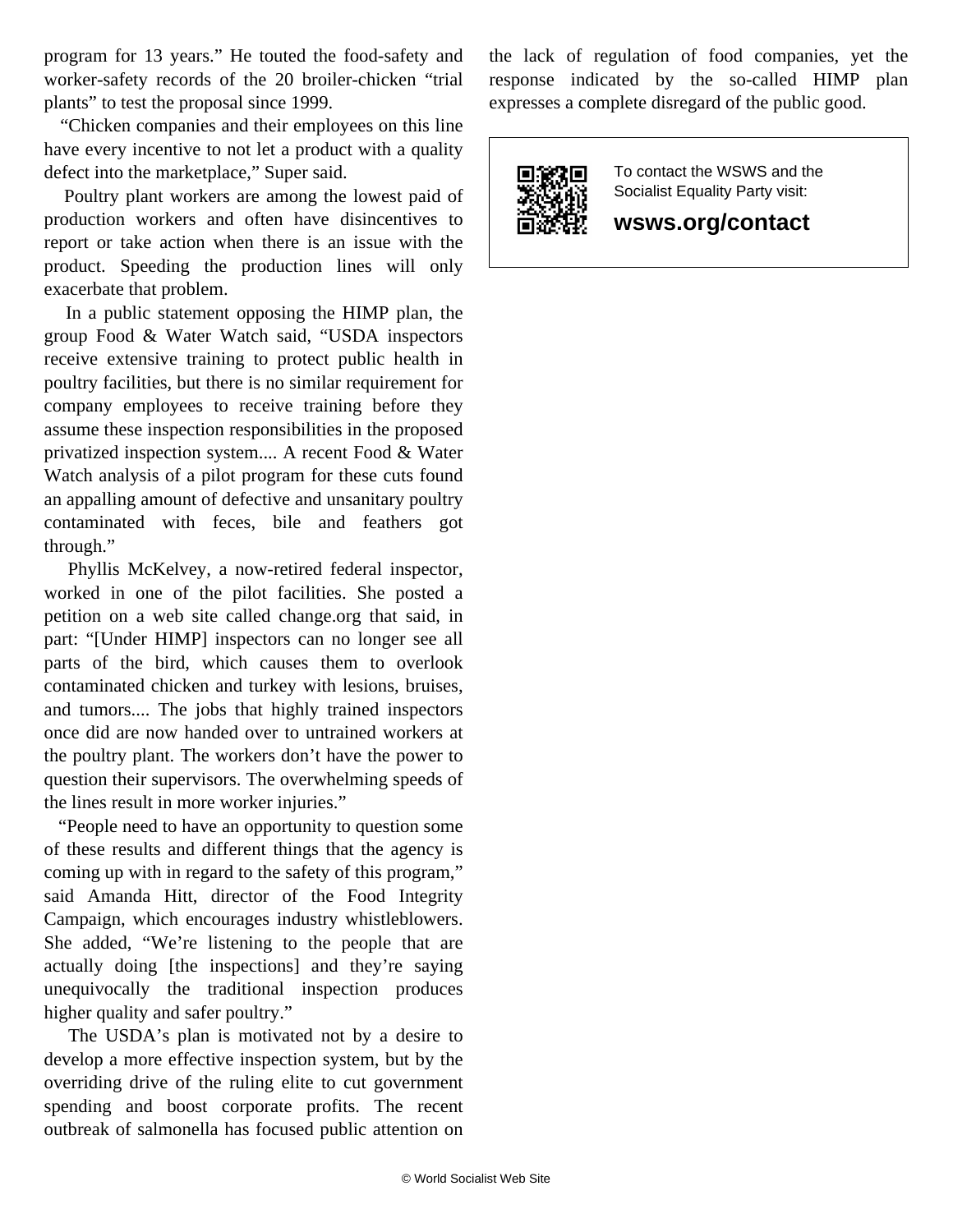program for 13 years." He touted the food-safety and worker-safety records of the 20 broiler-chicken "trial plants" to test the proposal since 1999.

"Chicken companies and their employees on this line have every incentive to not let a product with a quality defect into the marketplace," Super said.

Poultry plant workers are among the lowest paid of production workers and often have disincentives to report or take action when there is an issue with the product. Speeding the production lines will only exacerbate that problem.

In a public statement opposing the HIMP plan, the group Food & Water Watch said, "USDA inspectors receive extensive training to protect public health in poultry facilities, but there is no similar requirement for company employees to receive training before they assume these inspection responsibilities in the proposed privatized inspection system.... A recent Food & Water Watch analysis of a pilot program for these cuts found an appalling amount of defective and unsanitary poultry contaminated with feces, bile and feathers got through."

Phyllis McKelvey, a now-retired federal inspector, worked in one of the pilot facilities. She posted a petition on a web site called change.org that said, in part: "[Under HIMP] inspectors can no longer see all parts of the bird, which causes them to overlook contaminated chicken and turkey with lesions, bruises, and tumors.... The jobs that highly trained inspectors once did are now handed over to untrained workers at the poultry plant. The workers don't have the power to question their supervisors. The overwhelming speeds of the lines result in more worker injuries."

"People need to have an opportunity to question some of these results and different things that the agency is coming up with in regard to the safety of this program," said Amanda Hitt, director of the Food Integrity Campaign, which encourages industry whistleblowers. She added, "We're listening to the people that are actually doing [the inspections] and they're saying unequivocally the traditional inspection produces higher quality and safer poultry."

The USDA's plan is motivated not by a desire to develop a more effective inspection system, but by the overriding drive of the ruling elite to cut government spending and boost corporate profits. The recent outbreak of salmonella has focused public attention on the lack of regulation of food companies, yet the response indicated by the so-called HIMP plan expresses a complete disregard of the public good.

To contact the WSWS and the Socialist Equality Party visit:

**wsws.org/contact**